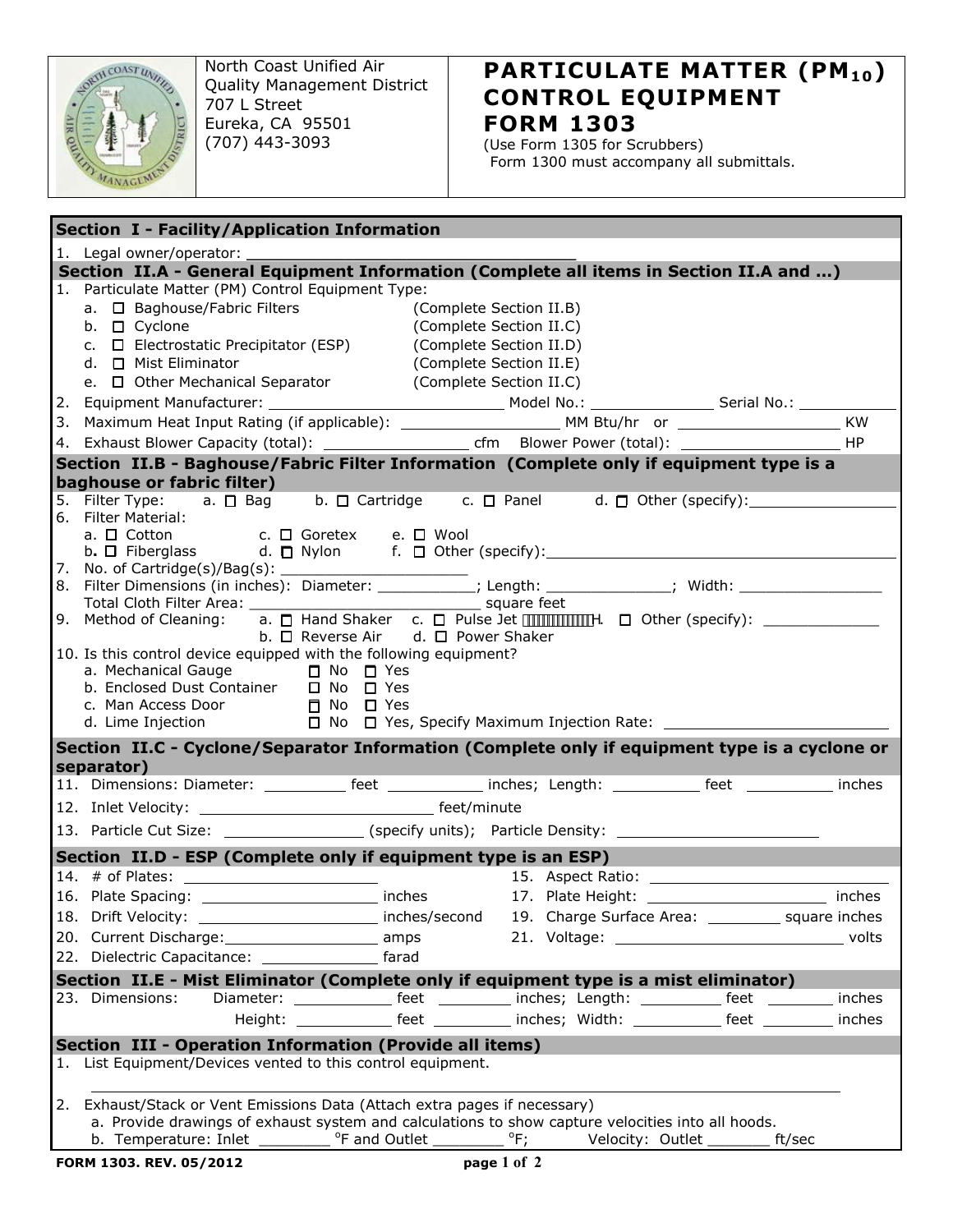North Coast Unified Air Quality Management District
707 L Street
Eureka, CA 95501
(707) 443-3093

# PARTICULATE MATTER ($PM_{10}$) CONTROL EQUIPMENT FORM 1303

(Use Form 1305 for Scrubbers)
Form 1300 must accompany all submittals.

## Section I - Facility/Application Information

1. Legal owner/operator: ______________________________

## Section II.A - General Equipment Information (Complete all items in Section II.A and …)

1. Particulate Matter (PM) Control Equipment Type:
   - a. ☐ Baghouse/Fabric Filters (Complete Section II.B)
   - b. ☐ Cyclone (Complete Section II.C)
   - c. ☐ Electrostatic Precipitator (ESP) (Complete Section II.D)
   - d. ☐ Mist Eliminator (Complete Section II.E)
   - e. ☐ Other Mechanical Separator (Complete Section II.C)
2. Equipment Manufacturer: ______________________ Model No.: ____________ Serial No.: __________
3. Maximum Heat Input Rating (if applicable): ______________ MM Btu/hr or ______________ KW
4. Exhaust Blower Capacity (total): ______________ cfm Blower Power (total): ______________ HP

## Section II.B - Baghouse/Fabric Filter Information (Complete only if equipment type is a baghouse or fabric filter)

5. Filter Type: a. ☐ Bag b. ☐ Cartridge c. ☐ Panel d. ☐ Other (specify): ______________
6. Filter Material:
   - a. ☐ Cotton c. ☐ Goretex e. ☐ Wool
   - b. ☐ Fiberglass d. ☐ Nylon f. ☐ Other (specify): ______________
7. No. of Cartridge(s)/Bag(s): ______________
8. Filter Dimensions (in inches): Diameter: __________; Length: ____________; Width: ______________
   Total Cloth Filter Area: ______________________ square feet
9. Method of Cleaning: a. ☐ Hand Shaker c. ☐ Pulse Jet H. ☐ Other (specify): ____________
   b. ☐ Reverse Air d. ☐ Power Shaker
10. Is this control device equipped with the following equipment?
    - a. Mechanical Gauge ☐ No ☐ Yes
    - b. Enclosed Dust Container ☐ No ☐ Yes
    - c. Man Access Door ☐ No ☐ Yes
    - d. Lime Injection ☐ No ☐ Yes, Specify Maximum Injection Rate: ______________________

## Section II.C - Cyclone/Separator Information (Complete only if equipment type is a cyclone or separator)

11. Dimensions: Diameter: ________ feet __________ inches; Length: _________ feet _________ inches
12. Inlet Velocity: ______________________ feet/minute
13. Particle Cut Size: ______________ (specify units); Particle Density: ____________________

## Section II.D - ESP (Complete only if equipment type is an ESP)

14. # of Plates: __________________
15. Aspect Ratio: ______________________
16. Plate Spacing: __________________ inches
17. Plate Height: __________________ inches
18. Drift Velocity: __________________ inches/second
19. Charge Surface Area: ________ square inches
20. Current Discharge: ________________ amps
21. Voltage: ______________________ volts
22. Dielectric Capacitance: ____________ farad

## Section II.E - Mist Eliminator (Complete only if equipment type is a mist eliminator)

23. Dimensions: Diameter: __________ feet ________ inches; Length: ________ feet _______ inches
    Height: __________ feet ________ inches; Width: __________ feet _______ inches

## Section III - Operation Information (Provide all items)

1. List Equipment/Devices vented to this control equipment.

   ______________________________________________________________
2. Exhaust/Stack or Vent Emissions Data (Attach extra pages if necessary)
   - a. Provide drawings of exhaust system and calculations to show capture velocities into all hoods.
   - b. Temperature: Inlet ________ °F and Outlet ________ °F; Velocity: Outlet _______ ft/sec

FORM 1303. REV. 05/2012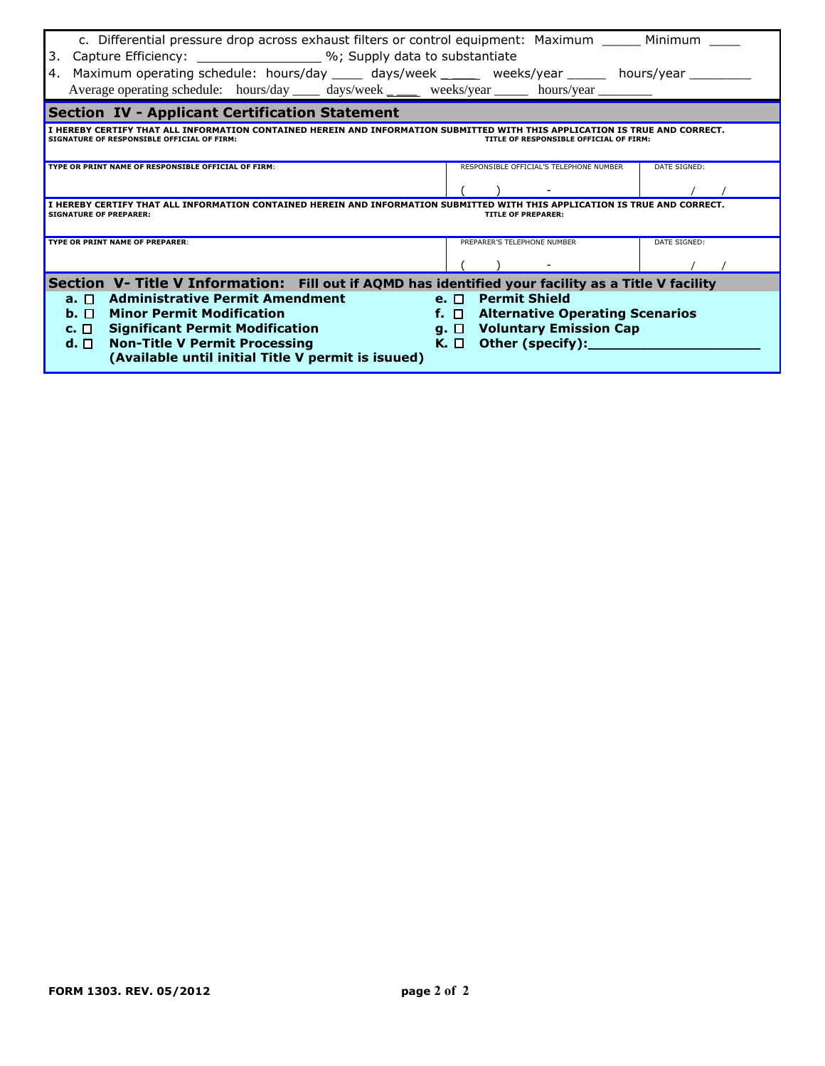c. Differential pressure drop across exhaust filters or control equipment: Maximum _____ Minimum ____

3. Capture Efficiency: ________________ %; Supply data to substantiate

4. Maximum operating schedule: hours/day ____ days/week ____ weeks/year _____ hours/year ________

Average operating schedule: hours/day ____ days/week ____ weeks/year _____ hours/year ________

## Section IV - Applicant Certification Statement

**I HEREBY CERTIFY THAT ALL INFORMATION CONTAINED HEREIN AND INFORMATION SUBMITTED WITH THIS APPLICATION IS TRUE AND CORRECT.**

| SIGNATURE OF RESPONSIBLE OFFICIAL OF FIRM: | TITLE OF RESPONSIBLE OFFICIAL OF FIRM: | |
|---|---|---|
| TYPE OR PRINT NAME OF RESPONSIBLE OFFICIAL OF FIRM: | RESPONSIBLE OFFICIAL'S TELEPHONE NUMBER<br>( ) - | DATE SIGNED:<br>/ / |

**I HEREBY CERTIFY THAT ALL INFORMATION CONTAINED HEREIN AND INFORMATION SUBMITTED WITH THIS APPLICATION IS TRUE AND CORRECT.**

| SIGNATURE OF PREPARER: | TITLE OF PREPARER: | |
|---|---|---|
| TYPE OR PRINT NAME OF PREPARER: | PREPARER'S TELEPHONE NUMBER<br>( ) - | DATE SIGNED:<br>/ / |

## Section V- Title V Information: Fill out if AQMD has identified your facility as a Title V facility

- a. ☐ **Administrative Permit Amendment**
- b. ☐ **Minor Permit Modification**
- c. ☐ **Significant Permit Modification**
- d. ☐ **Non-Title V Permit Processing (Available until initial Title V permit is isuued)**
- e. ☐ **Permit Shield**
- f. ☐ **Alternative Operating Scenarios**
- g. ☐ **Voluntary Emission Cap**
- K. ☐ **Other (specify):____________________**

FORM 1303. REV. 05/2012